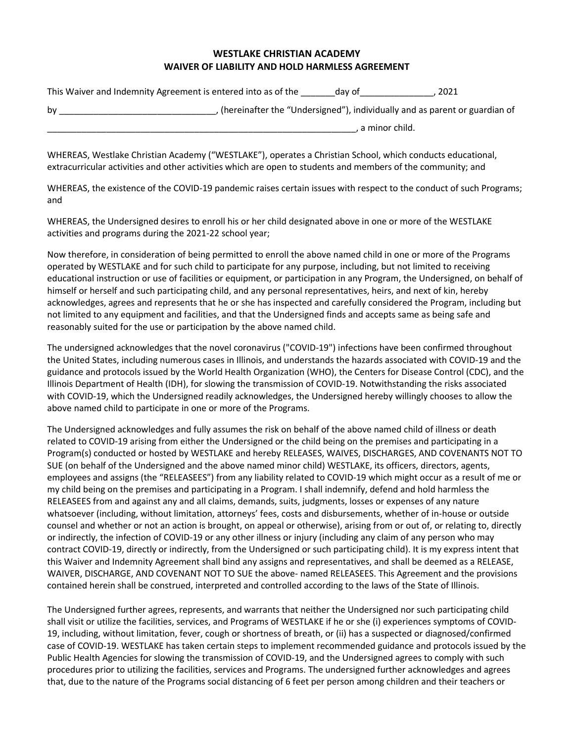# WESTLAKE CHRISTIAN ACADEMY
# WAIVER OF LIABILITY AND HOLD HARMLESS AGREEMENT

This Waiver and Indemnity Agreement is entered into as of the _______day of_______________, 2021

by _______________________________, (hereinafter the "Undersigned"), individually and as parent or guardian of

_________________________________________________________________, a minor child.

WHEREAS, Westlake Christian Academy ("WESTLAKE"), operates a Christian School, which conducts educational, extracurricular activities and other activities which are open to students and members of the community; and

WHEREAS, the existence of the COVID-19 pandemic raises certain issues with respect to the conduct of such Programs; and

WHEREAS, the Undersigned desires to enroll his or her child designated above in one or more of the WESTLAKE activities and programs during the 2021-22 school year;

Now therefore, in consideration of being permitted to enroll the above named child in one or more of the Programs operated by WESTLAKE and for such child to participate for any purpose, including, but not limited to receiving educational instruction or use of facilities or equipment, or participation in any Program, the Undersigned, on behalf of himself or herself and such participating child, and any personal representatives, heirs, and next of kin, hereby acknowledges, agrees and represents that he or she has inspected and carefully considered the Program, including but not limited to any equipment and facilities, and that the Undersigned finds and accepts same as being safe and reasonably suited for the use or participation by the above named child.

The undersigned acknowledges that the novel coronavirus ("COVID-19") infections have been confirmed throughout the United States, including numerous cases in Illinois, and understands the hazards associated with COVID-19 and the guidance and protocols issued by the World Health Organization (WHO), the Centers for Disease Control (CDC), and the Illinois Department of Health (IDH), for slowing the transmission of COVID-19. Notwithstanding the risks associated with COVID-19, which the Undersigned readily acknowledges, the Undersigned hereby willingly chooses to allow the above named child to participate in one or more of the Programs.

The Undersigned acknowledges and fully assumes the risk on behalf of the above named child of illness or death related to COVID-19 arising from either the Undersigned or the child being on the premises and participating in a Program(s) conducted or hosted by WESTLAKE and hereby RELEASES, WAIVES, DISCHARGES, AND COVENANTS NOT TO SUE (on behalf of the Undersigned and the above named minor child) WESTLAKE, its officers, directors, agents, employees and assigns (the "RELEASEES") from any liability related to COVID-19 which might occur as a result of me or my child being on the premises and participating in a Program. I shall indemnify, defend and hold harmless the RELEASEES from and against any and all claims, demands, suits, judgments, losses or expenses of any nature whatsoever (including, without limitation, attorneys' fees, costs and disbursements, whether of in-house or outside counsel and whether or not an action is brought, on appeal or otherwise), arising from or out of, or relating to, directly or indirectly, the infection of COVID-19 or any other illness or injury (including any claim of any person who may contract COVID-19, directly or indirectly, from the Undersigned or such participating child). It is my express intent that this Waiver and Indemnity Agreement shall bind any assigns and representatives, and shall be deemed as a RELEASE, WAIVER, DISCHARGE, AND COVENANT NOT TO SUE the above- named RELEASEES. This Agreement and the provisions contained herein shall be construed, interpreted and controlled according to the laws of the State of Illinois.

The Undersigned further agrees, represents, and warrants that neither the Undersigned nor such participating child shall visit or utilize the facilities, services, and Programs of WESTLAKE if he or she (i) experiences symptoms of COVID-19, including, without limitation, fever, cough or shortness of breath, or (ii) has a suspected or diagnosed/confirmed case of COVID-19. WESTLAKE has taken certain steps to implement recommended guidance and protocols issued by the Public Health Agencies for slowing the transmission of COVID-19, and the Undersigned agrees to comply with such procedures prior to utilizing the facilities, services and Programs. The undersigned further acknowledges and agrees that, due to the nature of the Programs social distancing of 6 feet per person among children and their teachers or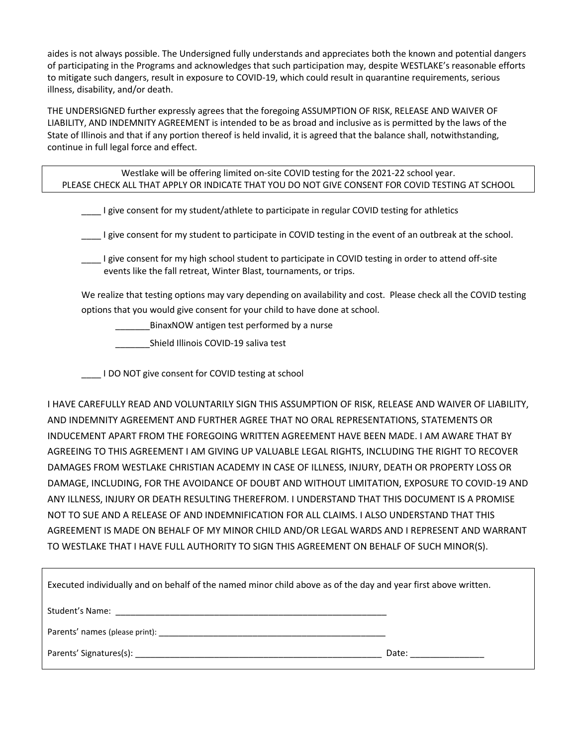aides is not always possible. The Undersigned fully understands and appreciates both the known and potential dangers of participating in the Programs and acknowledges that such participation may, despite WESTLAKE's reasonable efforts to mitigate such dangers, result in exposure to COVID-19, which could result in quarantine requirements, serious illness, disability, and/or death.

THE UNDERSIGNED further expressly agrees that the foregoing ASSUMPTION OF RISK, RELEASE AND WAIVER OF LIABILITY, AND INDEMNITY AGREEMENT is intended to be as broad and inclusive as is permitted by the laws of the State of Illinois and that if any portion thereof is held invalid, it is agreed that the balance shall, notwithstanding, continue in full legal force and effect.

Westlake will be offering limited on-site COVID testing for the 2021-22 school year.
PLEASE CHECK ALL THAT APPLY OR INDICATE THAT YOU DO NOT GIVE CONSENT FOR COVID TESTING AT SCHOOL

____ I give consent for my student/athlete to participate in regular COVID testing for athletics

____ I give consent for my student to participate in COVID testing in the event of an outbreak at the school.

____ I give consent for my high school student to participate in COVID testing in order to attend off-site events like the fall retreat, Winter Blast, tournaments, or trips.

We realize that testing options may vary depending on availability and cost. Please check all the COVID testing options that you would give consent for your child to have done at school.

_______BinaxNOW antigen test performed by a nurse

_______Shield Illinois COVID-19 saliva test

____ I DO NOT give consent for COVID testing at school

I HAVE CAREFULLY READ AND VOLUNTARILY SIGN THIS ASSUMPTION OF RISK, RELEASE AND WAIVER OF LIABILITY, AND INDEMNITY AGREEMENT AND FURTHER AGREE THAT NO ORAL REPRESENTATIONS, STATEMENTS OR INDUCEMENT APART FROM THE FOREGOING WRITTEN AGREEMENT HAVE BEEN MADE. I AM AWARE THAT BY AGREEING TO THIS AGREEMENT I AM GIVING UP VALUABLE LEGAL RIGHTS, INCLUDING THE RIGHT TO RECOVER DAMAGES FROM WESTLAKE CHRISTIAN ACADEMY IN CASE OF ILLNESS, INJURY, DEATH OR PROPERTY LOSS OR DAMAGE, INCLUDING, FOR THE AVOIDANCE OF DOUBT AND WITHOUT LIMITATION, EXPOSURE TO COVID-19 AND ANY ILLNESS, INJURY OR DEATH RESULTING THEREFROM. I UNDERSTAND THAT THIS DOCUMENT IS A PROMISE NOT TO SUE AND A RELEASE OF AND INDEMNIFICATION FOR ALL CLAIMS. I ALSO UNDERSTAND THAT THIS AGREEMENT IS MADE ON BEHALF OF MY MINOR CHILD AND/OR LEGAL WARDS AND I REPRESENT AND WARRANT TO WESTLAKE THAT I HAVE FULL AUTHORITY TO SIGN THIS AGREEMENT ON BEHALF OF SUCH MINOR(S).

Executed individually and on behalf of the named minor child above as of the day and year first above written.

Student's Name: ____________________________________________________________

Parents' names (please print): __________________________________________________

Parents' Signatures(s): ______________________________________________________ Date: _______________